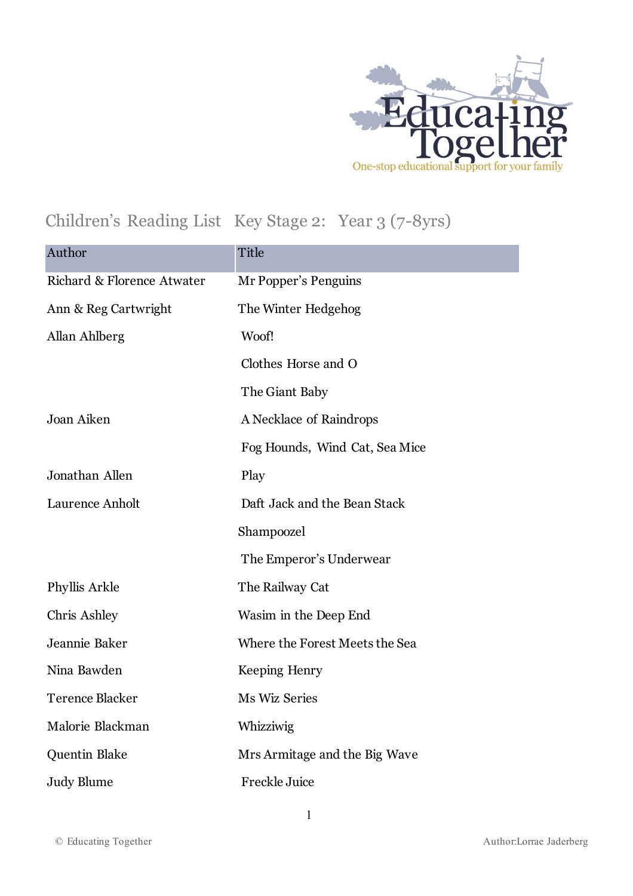Educating Together

One-stop educational support for your family

## Children's Reading List Key Stage 2: Year 3 (7-8yrs)

| Author | Title |
|---|---|
| Richard & Florence Atwater | Mr Popper's Penguins |
| Ann & Reg Cartwright | The Winter Hedgehog |
| Allan Ahlberg | Woof! |
| | Clothes Horse and O |
| | The Giant Baby |
| Joan Aiken | A Necklace of Raindrops |
| | Fog Hounds, Wind Cat, Sea Mice |
| Jonathan Allen | Play |
| Laurence Anholt | Daft Jack and the Bean Stack |
| | Shampoozel |
| | The Emperor's Underwear |
| Phyllis Arkle | The Railway Cat |
| Chris Ashley | Wasim in the Deep End |
| Jeannie Baker | Where the Forest Meets the Sea |
| Nina Bawden | Keeping Henry |
| Terence Blacker | Ms Wiz Series |
| Malorie Blackman | Whizziwig |
| Quentin Blake | Mrs Armitage and the Big Wave |
| Judy Blume | Freckle Juice |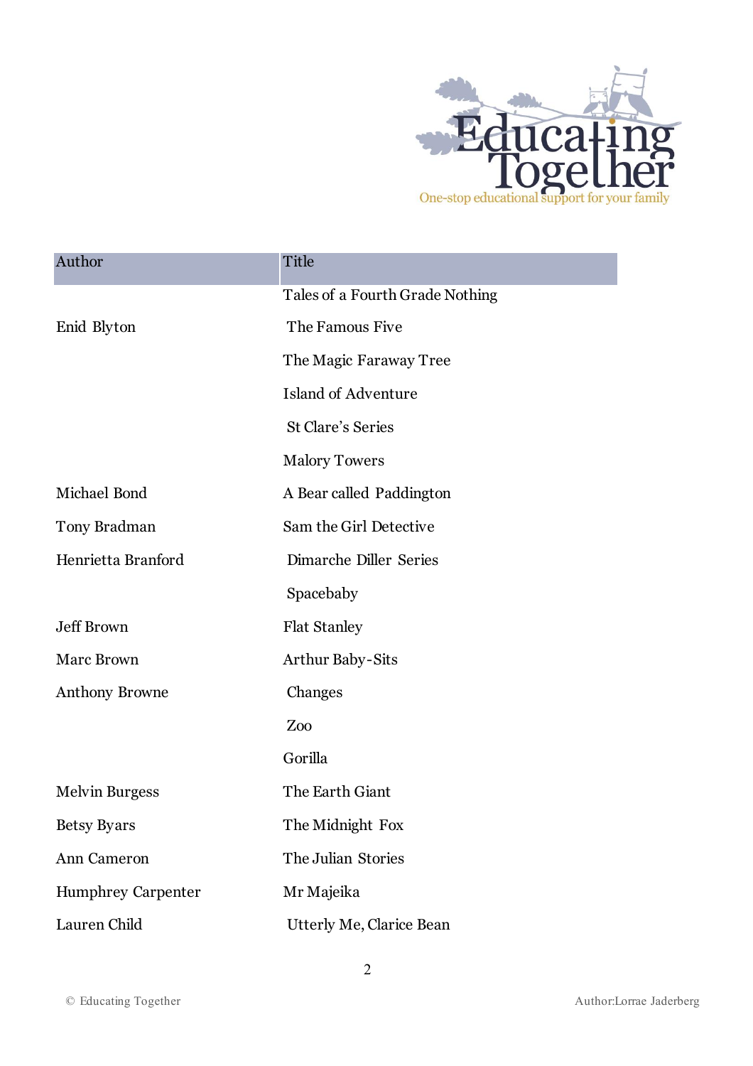| Author | Title |
| --- | --- |
| | Tales of a Fourth Grade Nothing |
| Enid Blyton | The Famous Five |
| | The Magic Faraway Tree |
| | Island of Adventure |
| | St Clare's Series |
| | Malory Towers |
| Michael Bond | A Bear called Paddington |
| Tony Bradman | Sam the Girl Detective |
| Henrietta Branford | Dimarche Diller Series |
| | Spacebaby |
| Jeff Brown | Flat Stanley |
| Marc Brown | Arthur Baby-Sits |
| Anthony Browne | Changes |
| | Zoo |
| | Gorilla |
| Melvin Burgess | The Earth Giant |
| Betsy Byars | The Midnight Fox |
| Ann Cameron | The Julian Stories |
| Humphrey Carpenter | Mr Majeika |
| Lauren Child | Utterly Me, Clarice Bean |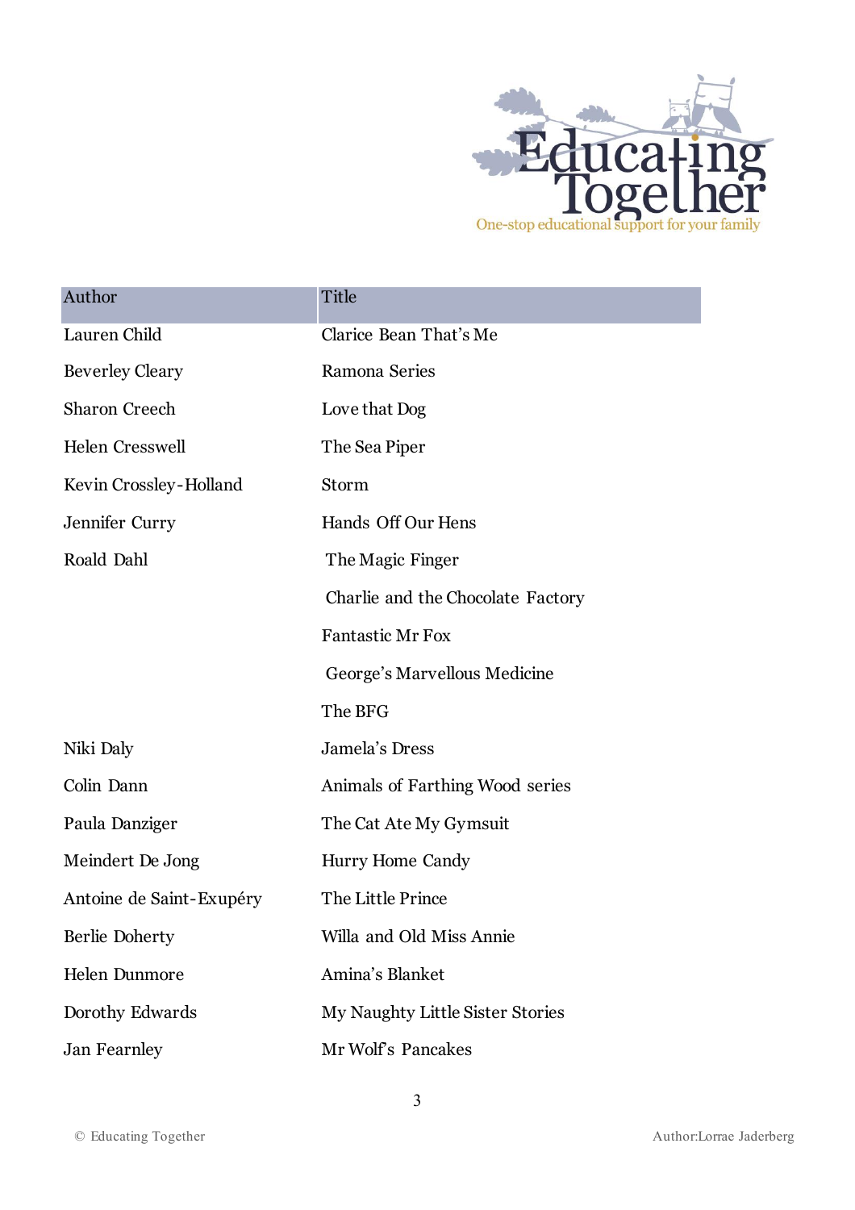| Author | Title |
| --- | --- |
| Lauren Child | Clarice Bean That's Me |
| Beverley Cleary | Ramona Series |
| Sharon Creech | Love that Dog |
| Helen Cresswell | The Sea Piper |
| Kevin Crossley-Holland | Storm |
| Jennifer Curry | Hands Off Our Hens |
| Roald Dahl | The Magic Finger |
| | Charlie and the Chocolate Factory |
| | Fantastic Mr Fox |
| | George's Marvellous Medicine |
| | The BFG |
| Niki Daly | Jamela's Dress |
| Colin Dann | Animals of Farthing Wood series |
| Paula Danziger | The Cat Ate My Gymsuit |
| Meindert De Jong | Hurry Home Candy |
| Antoine de Saint-Exupéry | The Little Prince |
| Berlie Doherty | Willa and Old Miss Annie |
| Helen Dunmore | Amina's Blanket |
| Dorothy Edwards | My Naughty Little Sister Stories |
| Jan Fearnley | Mr Wolf's Pancakes |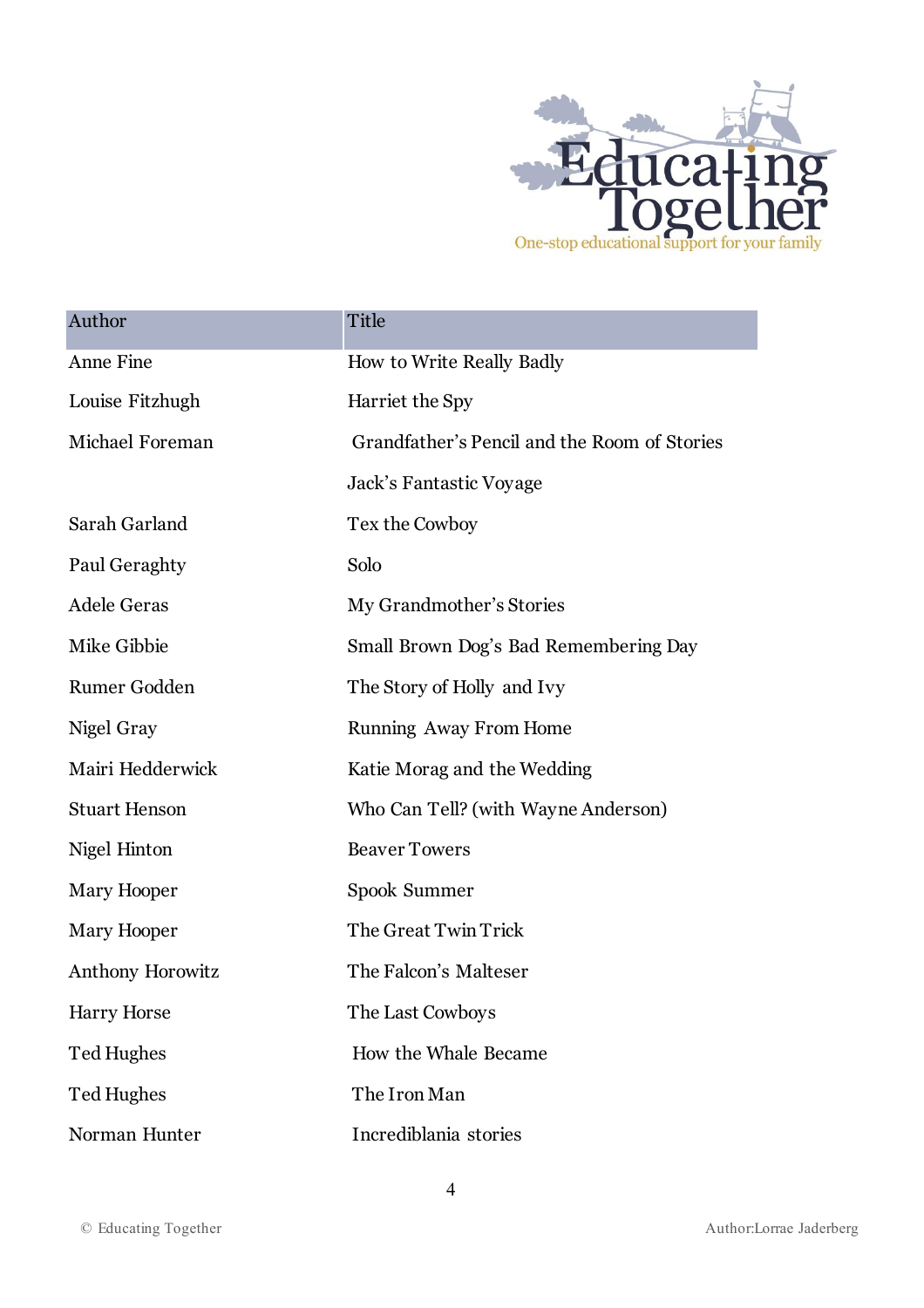| Author | Title |
| --- | --- |
| Anne Fine | How to Write Really Badly |
| Louise Fitzhugh | Harriet the Spy |
| Michael Foreman | Grandfather's Pencil and the Room of Stories |
| | Jack's Fantastic Voyage |
| Sarah Garland | Tex the Cowboy |
| Paul Geraghty | Solo |
| Adele Geras | My Grandmother's Stories |
| Mike Gibbie | Small Brown Dog's Bad Remembering Day |
| Rumer Godden | The Story of Holly and Ivy |
| Nigel Gray | Running Away From Home |
| Mairi Hedderwick | Katie Morag and the Wedding |
| Stuart Henson | Who Can Tell? (with Wayne Anderson) |
| Nigel Hinton | Beaver Towers |
| Mary Hooper | Spook Summer |
| Mary Hooper | The Great Twin Trick |
| Anthony Horowitz | The Falcon's Malteser |
| Harry Horse | The Last Cowboys |
| Ted Hughes | How the Whale Became |
| Ted Hughes | The Iron Man |
| Norman Hunter | Incrediblania stories |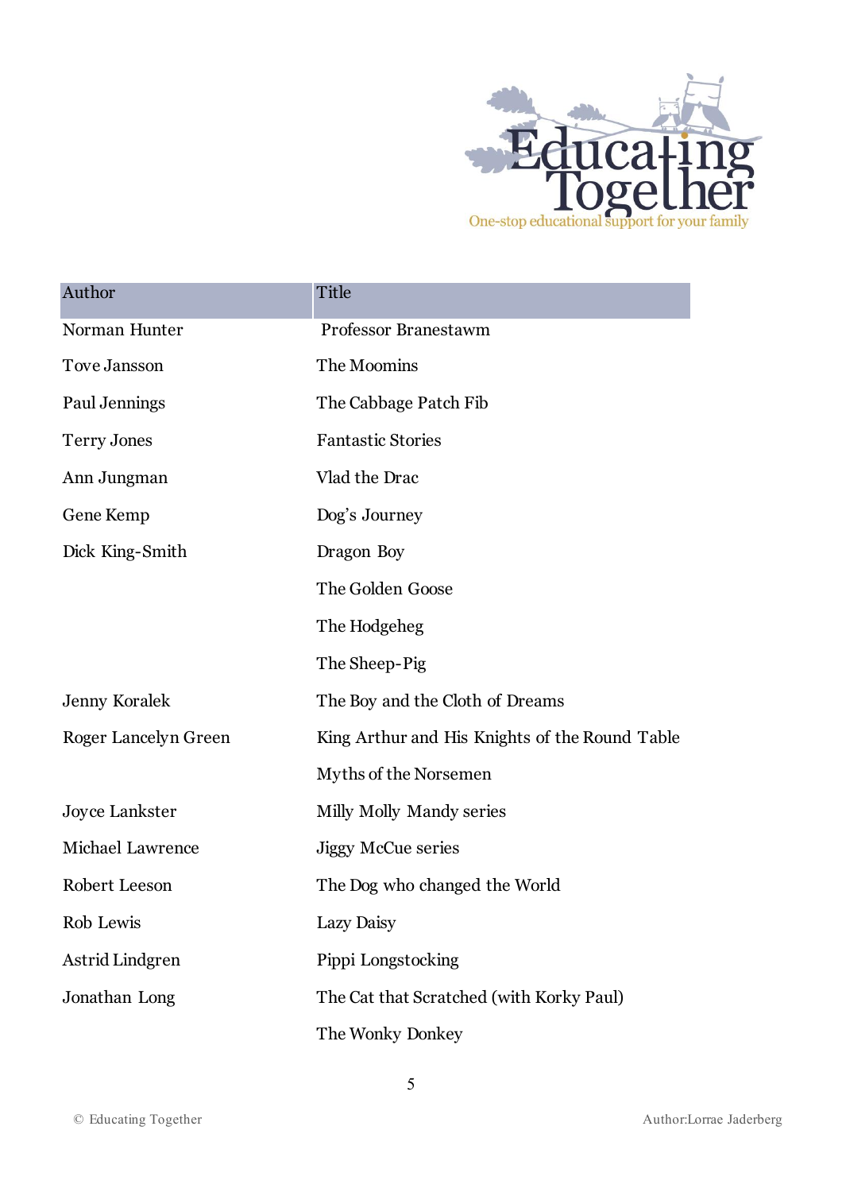| Author | Title |
|---|---|
| Norman Hunter | Professor Branestawm |
| Tove Jansson | The Moomins |
| Paul Jennings | The Cabbage Patch Fib |
| Terry Jones | Fantastic Stories |
| Ann Jungman | Vlad the Drac |
| Gene Kemp | Dog's Journey |
| Dick King-Smith | Dragon Boy |
| | The Golden Goose |
| | The Hodgeheg |
| | The Sheep-Pig |
| Jenny Koralek | The Boy and the Cloth of Dreams |
| Roger Lancelyn Green | King Arthur and His Knights of the Round Table |
| | Myths of the Norsemen |
| Joyce Lankster | Milly Molly Mandy series |
| Michael Lawrence | Jiggy McCue series |
| Robert Leeson | The Dog who changed the World |
| Rob Lewis | Lazy Daisy |
| Astrid Lindgren | Pippi Longstocking |
| Jonathan Long | The Cat that Scratched (with Korky Paul) |
| | The Wonky Donkey |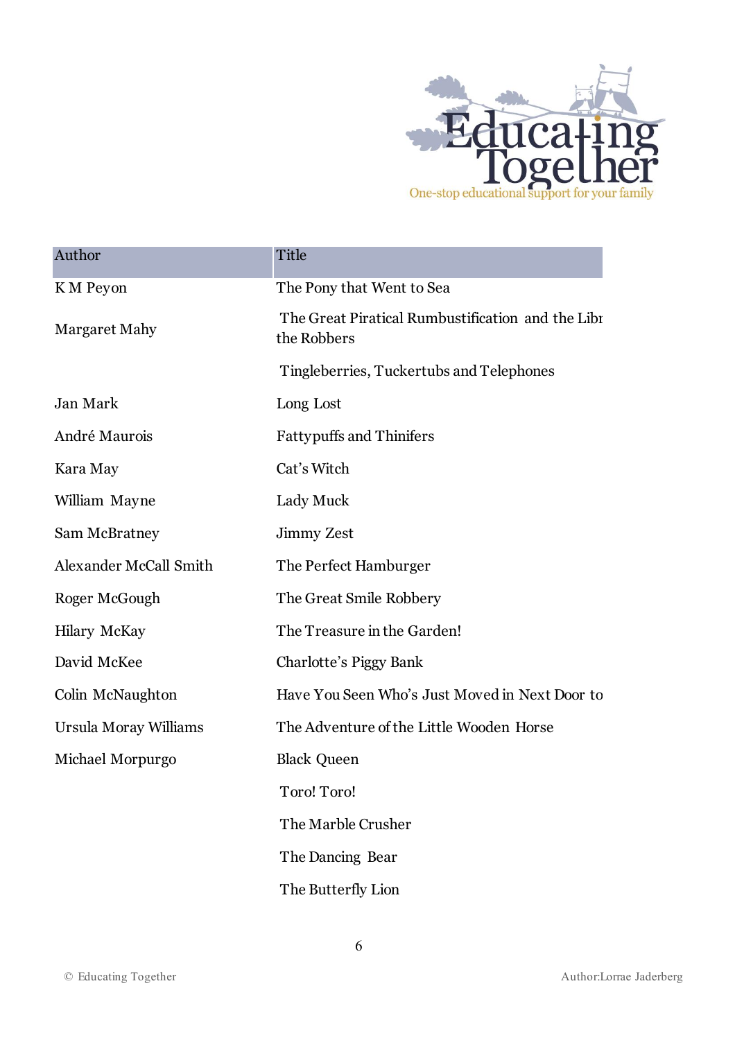| Author | Title |
| --- | --- |
| K M Peyon | The Pony that Went to Sea |
| Margaret Mahy | The Great Piratical Rumbustification and the Libr the Robbers |
| | Tingleberries, Tuckertubs and Telephones |
| Jan Mark | Long Lost |
| André Maurois | Fattypuffs and Thinifers |
| Kara May | Cat's Witch |
| William Mayne | Lady Muck |
| Sam McBratney | Jimmy Zest |
| Alexander McCall Smith | The Perfect Hamburger |
| Roger McGough | The Great Smile Robbery |
| Hilary McKay | The Treasure in the Garden! |
| David McKee | Charlotte's Piggy Bank |
| Colin McNaughton | Have You Seen Who's Just Moved in Next Door to |
| Ursula Moray Williams | The Adventure of the Little Wooden Horse |
| Michael Morpurgo | Black Queen |
| | Toro! Toro! |
| | The Marble Crusher |
| | The Dancing Bear |
| | The Butterfly Lion |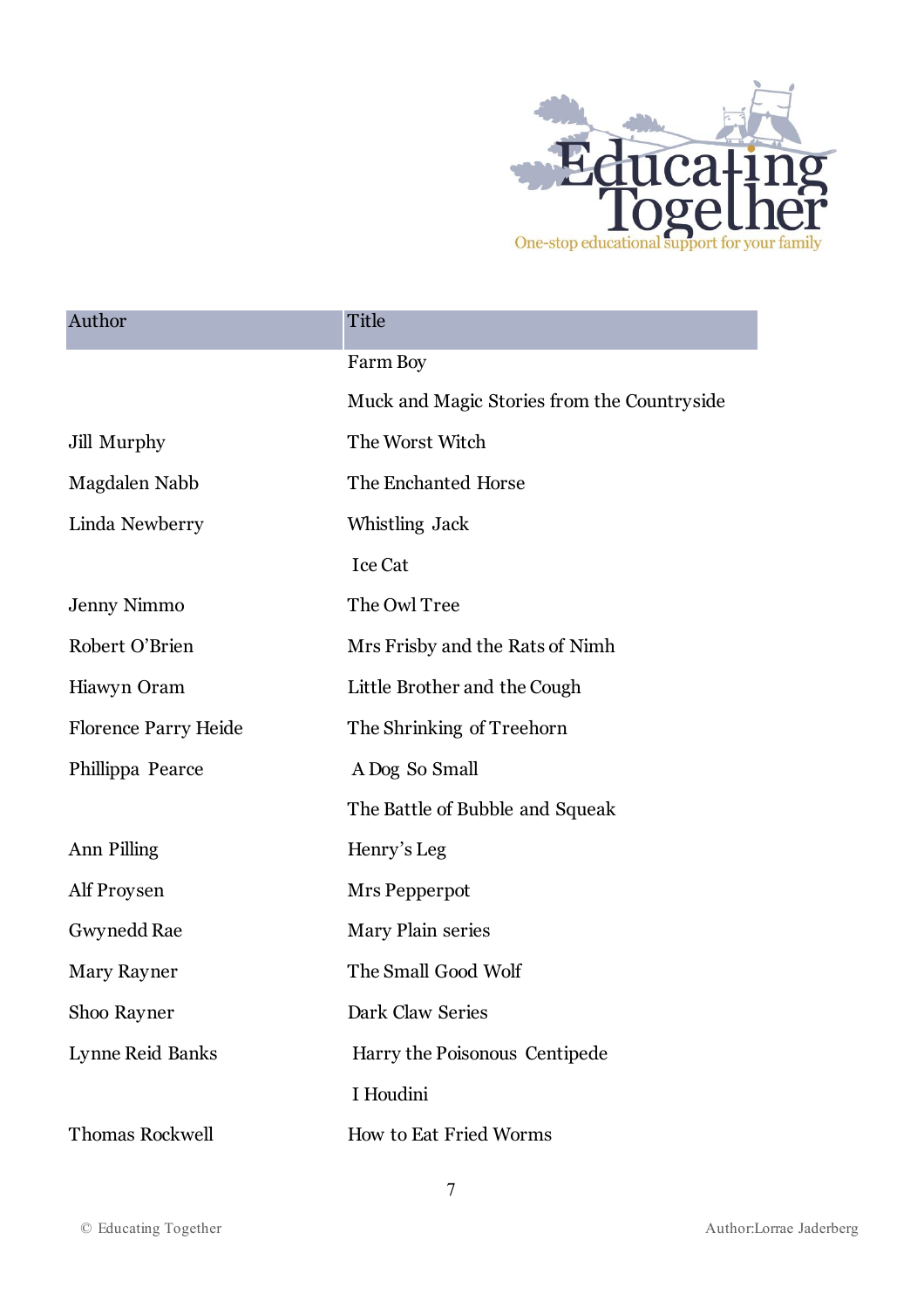| Author | Title |
| --- | --- |
| | Farm Boy |
| | Muck and Magic Stories from the Countryside |
| Jill Murphy | The Worst Witch |
| Magdalen Nabb | The Enchanted Horse |
| Linda Newberry | Whistling Jack |
| | Ice Cat |
| Jenny Nimmo | The Owl Tree |
| Robert O'Brien | Mrs Frisby and the Rats of Nimh |
| Hiawyn Oram | Little Brother and the Cough |
| Florence Parry Heide | The Shrinking of Treehorn |
| Phillippa Pearce | A Dog So Small |
| | The Battle of Bubble and Squeak |
| Ann Pilling | Henry's Leg |
| Alf Proysen | Mrs Pepperpot |
| Gwynedd Rae | Mary Plain series |
| Mary Rayner | The Small Good Wolf |
| Shoo Rayner | Dark Claw Series |
| Lynne Reid Banks | Harry the Poisonous Centipede |
| | I Houdini |
| Thomas Rockwell | How to Eat Fried Worms |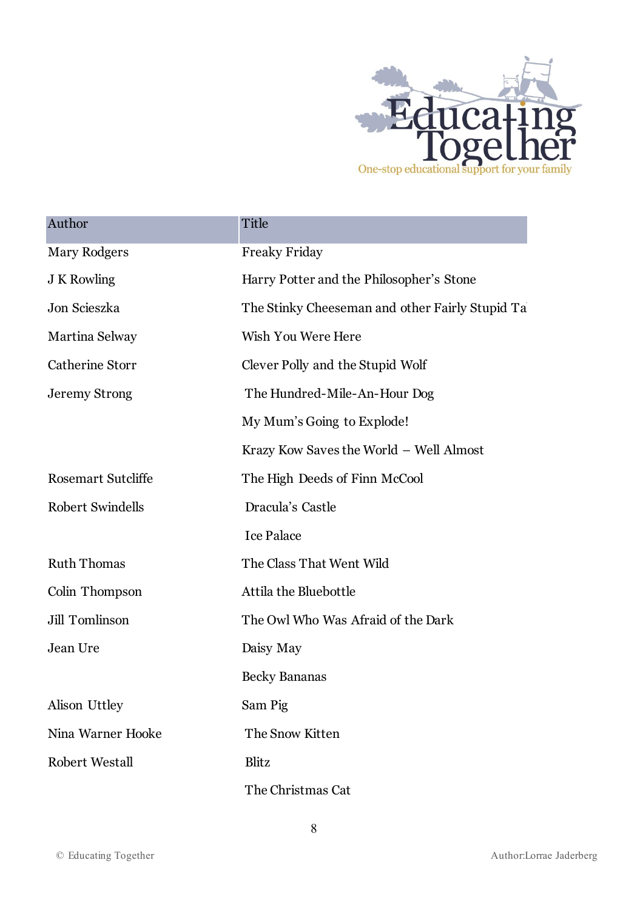| Author | Title |
|---|---|
| Mary Rodgers | Freaky Friday |
| J K Rowling | Harry Potter and the Philosopher's Stone |
| Jon Scieszka | The Stinky Cheeseman and other Fairly Stupid Ta |
| Martina Selway | Wish You Were Here |
| Catherine Storr | Clever Polly and the Stupid Wolf |
| Jeremy Strong | The Hundred-Mile-An-Hour Dog |
| | My Mum's Going to Explode! |
| | Krazy Kow Saves the World – Well Almost |
| Rosemart Sutcliffe | The High Deeds of Finn McCool |
| Robert Swindells | Dracula's Castle |
| | Ice Palace |
| Ruth Thomas | The Class That Went Wild |
| Colin Thompson | Attila the Bluebottle |
| Jill Tomlinson | The Owl Who Was Afraid of the Dark |
| Jean Ure | Daisy May |
| | Becky Bananas |
| Alison Uttley | Sam Pig |
| Nina Warner Hooke | The Snow Kitten |
| Robert Westall | Blitz |
| | The Christmas Cat |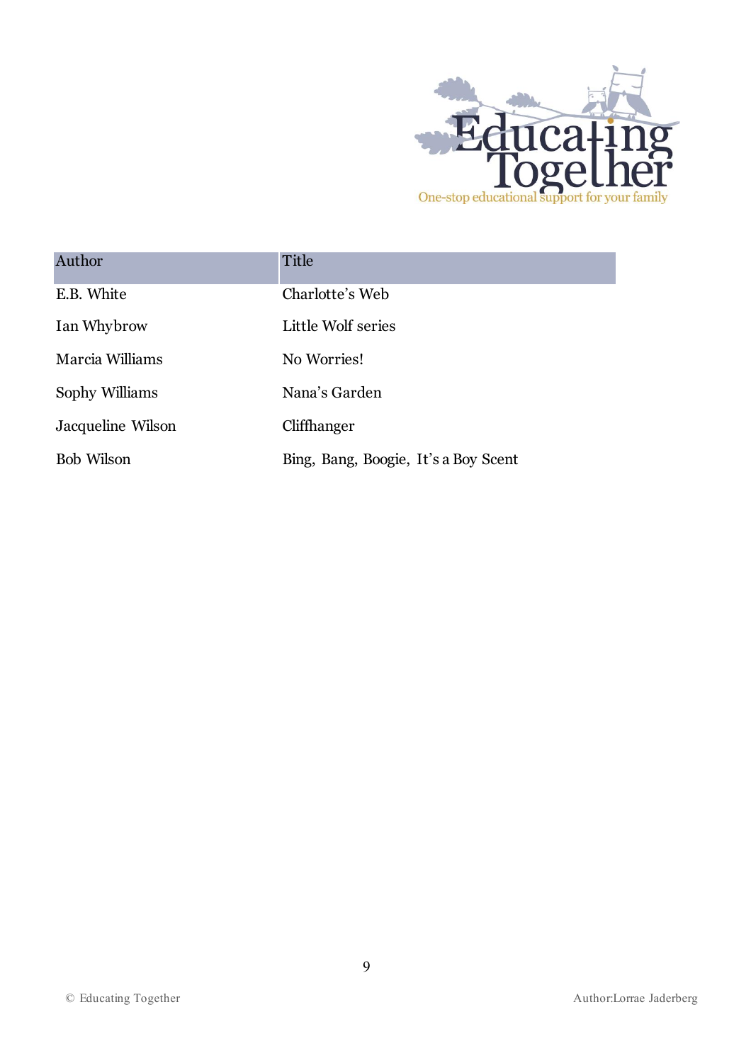| Author | Title |
|---|---|
| E.B. White | Charlotte’s Web |
| Ian Whybrow | Little Wolf series |
| Marcia Williams | No Worries! |
| Sophy Williams | Nana’s Garden |
| Jacqueline Wilson | Cliffhanger |
| Bob Wilson | Bing, Bang, Boogie, It’s a Boy Scent |